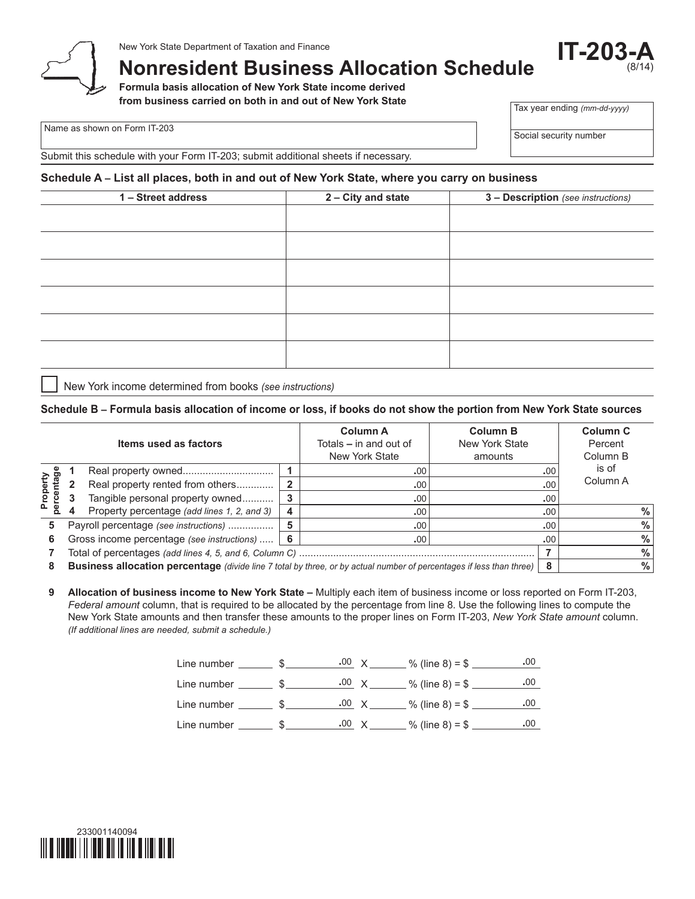New York State Department of Taxation and Finance

# Nonresident Business Allocation Schedule

# IT-203-A
(8/14)

**Formula basis allocation of New York State income derived from business carried on both in and out of New York State**

Name as shown on Form IT-203

Tax year ending *(mm-dd-yyyy)*

Social security number

Submit this schedule with your Form IT-203; submit additional sheets if necessary.

## Schedule A – List all places, both in and out of New York State, where you carry on business

| 1 – Street address | 2 – City and state | 3 – Description *(see instructions)* |
|---|---|---|
| | | |
| | | |
| | | |
| | | |
| | | |
| | | |

☐ New York income determined from books *(see instructions)*

## Schedule B – Formula basis allocation of income or loss, if books do not show the portion from New York State sources

| | Items used as factors | | Column A Totals – in and out of New York State | Column B New York State amounts | Column C Percent Column B is of Column A |
|---|---|---|---|---|---|
| Property percentage | 1 Real property owned | 1 | .00 | .00 | |
| | 2 Real property rented from others | 2 | .00 | .00 | |
| | 3 Tangible personal property owned | 3 | .00 | .00 | |
| | 4 Property percentage *(add lines 1, 2, and 3)* | 4 | .00 | .00 | % |
| 5 | Payroll percentage *(see instructions)* | 5 | .00 | .00 | % |
| 6 | Gross income percentage *(see instructions)* | 6 | .00 | .00 | % |
| 7 | Total of percentages *(add lines 4, 5, and 6, Column C)* | 7 | | | % |
| 8 | **Business allocation percentage** *(divide line 7 total by three, or by actual number of percentages if less than three)* | 8 | | | % |

**9 Allocation of business income to New York State –** Multiply each item of business income or loss reported on Form IT-203, *Federal amount* column, that is required to be allocated by the percentage from line 8. Use the following lines to compute the New York State amounts and then transfer these amounts to the proper lines on Form IT-203, *New York State amount* column. *(If additional lines are needed, submit a schedule.)*

Line number ______ $ ________.00 X ______ % (line 8) = $ ________.00

Line number ______ $ ________.00 X ______ % (line 8) = $ ________.00

Line number ______ $ ________.00 X ______ % (line 8) = $ ________.00

Line number ______ $ ________.00 X ______ % (line 8) = $ ________.00

233001140094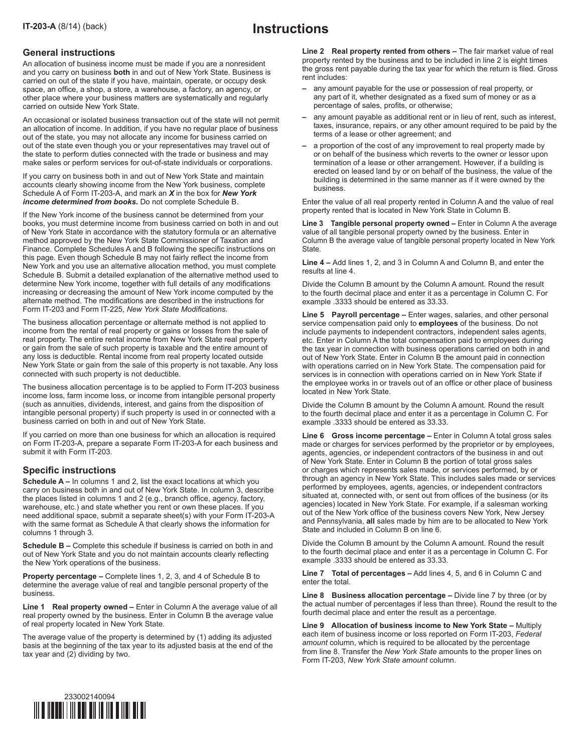# Instructions

## General instructions

An allocation of business income must be made if you are a nonresident and you carry on business **both** in and out of New York State. Business is carried on out of the state if you have, maintain, operate, or occupy desk space, an office, a shop, a store, a warehouse, a factory, an agency, or other place where your business matters are systematically and regularly carried on outside New York State.

An occasional or isolated business transaction out of the state will not permit an allocation of income. In addition, if you have no regular place of business out of the state, you may not allocate any income for business carried on out of the state even though you or your representatives may travel out of the state to perform duties connected with the trade or business and may make sales or perform services for out-of-state individuals or corporations.

If you carry on business both in and out of New York State and maintain accounts clearly showing income from the New York business, complete Schedule A of Form IT-203-A, and mark an ***X*** in the box for ***New York income determined from books.*** Do not complete Schedule B.

If the New York income of the business cannot be determined from your books, you must determine income from business carried on both in and out of New York State in accordance with the statutory formula or an alternative method approved by the New York State Commissioner of Taxation and Finance. Complete Schedules A and B following the specific instructions on this page. Even though Schedule B may not fairly reflect the income from New York and you use an alternative allocation method, you must complete Schedule B. Submit a detailed explanation of the alternative method used to determine New York income, together with full details of any modifications increasing or decreasing the amount of New York income computed by the alternate method. The modifications are described in the instructions for Form IT-203 and Form IT-225, *New York State Modifications*.

The business allocation percentage or alternate method is not applied to income from the rental of real property or gains or losses from the sale of real property. The entire rental income from New York State real property or gain from the sale of such property is taxable and the entire amount of any loss is deductible. Rental income from real property located outside New York State or gain from the sale of this property is not taxable. Any loss connected with such property is not deductible.

The business allocation percentage is to be applied to Form IT-203 business income loss, farm income loss, or income from intangible personal property (such as annuities, dividends, interest, and gains from the disposition of intangible personal property) if such property is used in or connected with a business carried on both in and out of New York State.

If you carried on more than one business for which an allocation is required on Form IT-203-A, prepare a separate Form IT-203-A for each business and submit it with Form IT-203.

## Specific instructions

**Schedule A –** In columns 1 and 2, list the exact locations at which you carry on business both in and out of New York State. In column 3, describe the places listed in columns 1 and 2 (e.g., branch office, agency, factory, warehouse, etc.) and state whether you rent or own these places. If you need additional space, submit a separate sheet(s) with your Form IT-203-A with the same format as Schedule A that clearly shows the information for columns 1 through 3.

**Schedule B –** Complete this schedule if business is carried on both in and out of New York State and you do not maintain accounts clearly reflecting the New York operations of the business.

**Property percentage –** Complete lines 1, 2, 3, and 4 of Schedule B to determine the average value of real and tangible personal property of the business.

**Line 1 Real property owned –** Enter in Column A the average value of all real property owned by the business. Enter in Column B the average value of real property located in New York State.

The average value of the property is determined by (1) adding its adjusted basis at the beginning of the tax year to its adjusted basis at the end of the tax year and (2) dividing by two.

**Line 2 Real property rented from others –** The fair market value of real property rented by the business and to be included in line 2 is eight times the gross rent payable during the tax year for which the return is filed. Gross rent includes:

- any amount payable for the use or possession of real property, or any part of it, whether designated as a fixed sum of money or as a percentage of sales, profits, or otherwise;
- any amount payable as additional rent or in lieu of rent, such as interest, taxes, insurance, repairs, or any other amount required to be paid by the terms of a lease or other agreement; and
- a proportion of the cost of any improvement to real property made by or on behalf of the business which reverts to the owner or lessor upon termination of a lease or other arrangement. However, if a building is erected on leased land by or on behalf of the business, the value of the building is determined in the same manner as if it were owned by the business.

Enter the value of all real property rented in Column A and the value of real property rented that is located in New York State in Column B.

**Line 3 Tangible personal property owned –** Enter in Column A the average value of all tangible personal property owned by the business. Enter in Column B the average value of tangible personal property located in New York State.

**Line 4 –** Add lines 1, 2, and 3 in Column A and Column B, and enter the results at line 4.

Divide the Column B amount by the Column A amount. Round the result to the fourth decimal place and enter it as a percentage in Column C. For example .3333 should be entered as 33.33.

**Line 5 Payroll percentage –** Enter wages, salaries, and other personal service compensation paid only to **employees** of the business. Do not include payments to independent contractors, independent sales agents, etc. Enter in Column A the total compensation paid to employees during the tax year in connection with business operations carried on both in and out of New York State. Enter in Column B the amount paid in connection with operations carried on in New York State. The compensation paid for services is in connection with operations carried on in New York State if the employee works in or travels out of an office or other place of business located in New York State.

Divide the Column B amount by the Column A amount. Round the result to the fourth decimal place and enter it as a percentage in Column C. For example .3333 should be entered as 33.33.

**Line 6 Gross income percentage –** Enter in Column A total gross sales made or charges for services performed by the proprietor or by employees, agents, agencies, or independent contractors of the business in and out of New York State. Enter in Column B the portion of total gross sales or charges which represents sales made, or services performed, by or through an agency in New York State. This includes sales made or services performed by employees, agents, agencies, or independent contractors situated at, connected with, or sent out from offices of the business (or its agencies) located in New York State. For example, if a salesman working out of the New York office of the business covers New York, New Jersey and Pennsylvania, **all** sales made by him are to be allocated to New York State and included in Column B on line 6.

Divide the Column B amount by the Column A amount. Round the result to the fourth decimal place and enter it as a percentage in Column C. For example .3333 should be entered as 33.33.

**Line 7 Total of percentages –** Add lines 4, 5, and 6 in Column C and enter the total.

**Line 8 Business allocation percentage –** Divide line 7 by three (or by the actual number of percentages if less than three). Round the result to the fourth decimal place and enter the result as a percentage.

**Line 9 Allocation of business income to New York State –** Multiply each item of business income or loss reported on Form IT-203, *Federal amount* column, which is required to be allocated by the percentage from line 8. Transfer the *New York State* amounts to the proper lines on Form IT-203, *New York State amount* column.

233002140094